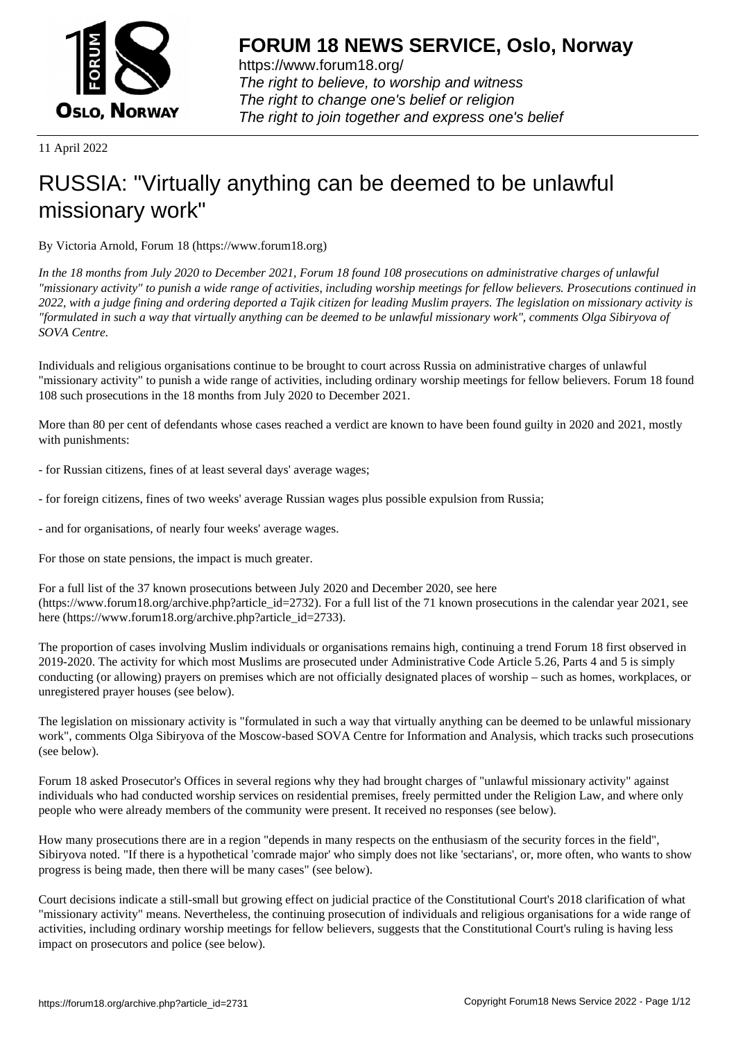# FORUM 18 NEWS SERVICE, Oslo, Norway

https://www.forum18.org/
*The right to believe, to worship and witness*
*The right to change one's belief or religion*
*The right to join together and express one's belief*

11 April 2022

# RUSSIA: "Virtually anything can be deemed to be unlawful missionary work"

By Victoria Arnold, Forum 18 (https://www.forum18.org)

*In the 18 months from July 2020 to December 2021, Forum 18 found 108 prosecutions on administrative charges of unlawful "missionary activity" to punish a wide range of activities, including worship meetings for fellow believers. Prosecutions continued in 2022, with a judge fining and ordering deported a Tajik citizen for leading Muslim prayers. The legislation on missionary activity is "formulated in such a way that virtually anything can be deemed to be unlawful missionary work", comments Olga Sibiryova of SOVA Centre.*

Individuals and religious organisations continue to be brought to court across Russia on administrative charges of unlawful "missionary activity" to punish a wide range of activities, including ordinary worship meetings for fellow believers. Forum 18 found 108 such prosecutions in the 18 months from July 2020 to December 2021.

More than 80 per cent of defendants whose cases reached a verdict are known to have been found guilty in 2020 and 2021, mostly with punishments:

- for Russian citizens, fines of at least several days' average wages;

- for foreign citizens, fines of two weeks' average Russian wages plus possible expulsion from Russia;

- and for organisations, of nearly four weeks' average wages.

For those on state pensions, the impact is much greater.

For a full list of the 37 known prosecutions between July 2020 and December 2020, see here (https://www.forum18.org/archive.php?article_id=2732). For a full list of the 71 known prosecutions in the calendar year 2021, see here (https://www.forum18.org/archive.php?article_id=2733).

The proportion of cases involving Muslim individuals or organisations remains high, continuing a trend Forum 18 first observed in 2019-2020. The activity for which most Muslims are prosecuted under Administrative Code Article 5.26, Parts 4 and 5 is simply conducting (or allowing) prayers on premises which are not officially designated places of worship – such as homes, workplaces, or unregistered prayer houses (see below).

The legislation on missionary activity is "formulated in such a way that virtually anything can be deemed to be unlawful missionary work", comments Olga Sibiryova of the Moscow-based SOVA Centre for Information and Analysis, which tracks such prosecutions (see below).

Forum 18 asked Prosecutor's Offices in several regions why they had brought charges of "unlawful missionary activity" against individuals who had conducted worship services on residential premises, freely permitted under the Religion Law, and where only people who were already members of the community were present. It received no responses (see below).

How many prosecutions there are in a region "depends in many respects on the enthusiasm of the security forces in the field", Sibiryova noted. "If there is a hypothetical 'comrade major' who simply does not like 'sectarians', or, more often, who wants to show progress is being made, then there will be many cases" (see below).

Court decisions indicate a still-small but growing effect on judicial practice of the Constitutional Court's 2018 clarification of what "missionary activity" means. Nevertheless, the continuing prosecution of individuals and religious organisations for a wide range of activities, including ordinary worship meetings for fellow believers, suggests that the Constitutional Court's ruling is having less impact on prosecutors and police (see below).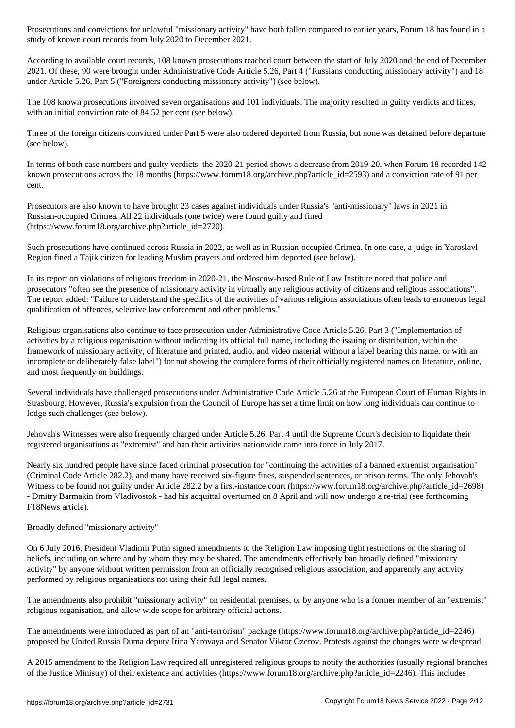Prosecutions and convictions for unlawful "missionary activity" have both fallen compared to earlier years, Forum 18 has found in a study of known court records from July 2020 to December 2021.

According to available court records, 108 known prosecutions reached court between the start of July 2020 and the end of December 2021. Of these, 90 were brought under Administrative Code Article 5.26, Part 4 ("Russians conducting missionary activity") and 18 under Article 5.26, Part 5 ("Foreigners conducting missionary activity") (see below).

The 108 known prosecutions involved seven organisations and 101 individuals. The majority resulted in guilty verdicts and fines, with an initial conviction rate of 84.52 per cent (see below).

Three of the foreign citizens convicted under Part 5 were also ordered deported from Russia, but none was detained before departure (see below).

In terms of both case numbers and guilty verdicts, the 2020-21 period shows a decrease from 2019-20, when Forum 18 recorded 142 known prosecutions across the 18 months (https://www.forum18.org/archive.php?article_id=2593) and a conviction rate of 91 per cent.

Prosecutors are also known to have brought 23 cases against individuals under Russia's "anti-missionary" laws in 2021 in Russian-occupied Crimea. All 22 individuals (one twice) were found guilty and fined (https://www.forum18.org/archive.php?article_id=2720).

Such prosecutions have continued across Russia in 2022, as well as in Russian-occupied Crimea. In one case, a judge in Yaroslavl Region fined a Tajik citizen for leading Muslim prayers and ordered him deported (see below).

In its report on violations of religious freedom in 2020-21, the Moscow-based Rule of Law Institute noted that police and prosecutors "often see the presence of missionary activity in virtually any religious activity of citizens and religious associations". The report added: "Failure to understand the specifics of the activities of various religious associations often leads to erroneous legal qualification of offences, selective law enforcement and other problems."

Religious organisations also continue to face prosecution under Administrative Code Article 5.26, Part 3 ("Implementation of activities by a religious organisation without indicating its official full name, including the issuing or distribution, within the framework of missionary activity, of literature and printed, audio, and video material without a label bearing this name, or with an incomplete or deliberately false label") for not showing the complete forms of their officially registered names on literature, online, and most frequently on buildings.

Several individuals have challenged prosecutions under Administrative Code Article 5.26 at the European Court of Human Rights in Strasbourg. However, Russia's expulsion from the Council of Europe has set a time limit on how long individuals can continue to lodge such challenges (see below).

Jehovah's Witnesses were also frequently charged under Article 5.26, Part 4 until the Supreme Court's decision to liquidate their registered organisations as "extremist" and ban their activities nationwide came into force in July 2017.

Nearly six hundred people have since faced criminal prosecution for "continuing the activities of a banned extremist organisation" (Criminal Code Article 282.2), and many have received six-figure fines, suspended sentences, or prison terms. The only Jehovah's Witness to be found not guilty under Article 282.2 by a first-instance court (https://www.forum18.org/archive.php?article_id=2698) - Dmitry Barmakin from Vladivostok - had his acquittal overturned on 8 April and will now undergo a re-trial (see forthcoming F18News article).

## Broadly defined "missionary activity"

On 6 July 2016, President Vladimir Putin signed amendments to the Religion Law imposing tight restrictions on the sharing of beliefs, including on where and by whom they may be shared. The amendments effectively ban broadly defined "missionary activity" by anyone without written permission from an officially recognised religious association, and apparently any activity performed by religious organisations not using their full legal names.

The amendments also prohibit "missionary activity" on residential premises, or by anyone who is a former member of an "extremist" religious organisation, and allow wide scope for arbitrary official actions.

The amendments were introduced as part of an "anti-terrorism" package (https://www.forum18.org/archive.php?article_id=2246) proposed by United Russia Duma deputy Irina Yarovaya and Senator Viktor Ozerov. Protests against the changes were widespread.

A 2015 amendment to the Religion Law required all unregistered religious groups to notify the authorities (usually regional branches of the Justice Ministry) of their existence and activities (https://www.forum18.org/archive.php?article_id=2246). This includes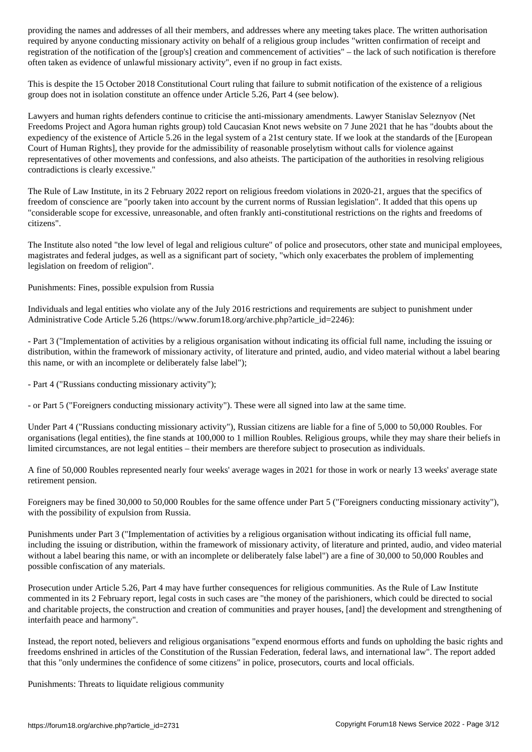providing the names and addresses of all their members, and addresses where any meeting takes place. The written authorisation required by anyone conducting missionary activity on behalf of a religious group includes "written confirmation of receipt and registration of the notification of the [group's] creation and commencement of activities" – the lack of such notification is therefore often taken as evidence of unlawful missionary activity", even if no group in fact exists.

This is despite the 15 October 2018 Constitutional Court ruling that failure to submit notification of the existence of a religious group does not in isolation constitute an offence under Article 5.26, Part 4 (see below).

Lawyers and human rights defenders continue to criticise the anti-missionary amendments. Lawyer Stanislav Seleznyov (Net Freedoms Project and Agora human rights group) told Caucasian Knot news website on 7 June 2021 that he has "doubts about the expediency of the existence of Article 5.26 in the legal system of a 21st century state. If we look at the standards of the [European Court of Human Rights], they provide for the admissibility of reasonable proselytism without calls for violence against representatives of other movements and confessions, and also atheists. The participation of the authorities in resolving religious contradictions is clearly excessive."

The Rule of Law Institute, in its 2 February 2022 report on religious freedom violations in 2020-21, argues that the specifics of freedom of conscience are "poorly taken into account by the current norms of Russian legislation". It added that this opens up "considerable scope for excessive, unreasonable, and often frankly anti-constitutional restrictions on the rights and freedoms of citizens".

The Institute also noted "the low level of legal and religious culture" of police and prosecutors, other state and municipal employees, magistrates and federal judges, as well as a significant part of society, "which only exacerbates the problem of implementing legislation on freedom of religion".

## Punishments: Fines, possible expulsion from Russia

Individuals and legal entities who violate any of the July 2016 restrictions and requirements are subject to punishment under Administrative Code Article 5.26 (https://www.forum18.org/archive.php?article_id=2246):

- Part 3 ("Implementation of activities by a religious organisation without indicating its official full name, including the issuing or distribution, within the framework of missionary activity, of literature and printed, audio, and video material without a label bearing this name, or with an incomplete or deliberately false label");

- Part 4 ("Russians conducting missionary activity");

- or Part 5 ("Foreigners conducting missionary activity"). These were all signed into law at the same time.

Under Part 4 ("Russians conducting missionary activity"), Russian citizens are liable for a fine of 5,000 to 50,000 Roubles. For organisations (legal entities), the fine stands at 100,000 to 1 million Roubles. Religious groups, while they may share their beliefs in limited circumstances, are not legal entities – their members are therefore subject to prosecution as individuals.

A fine of 50,000 Roubles represented nearly four weeks' average wages in 2021 for those in work or nearly 13 weeks' average state retirement pension.

Foreigners may be fined 30,000 to 50,000 Roubles for the same offence under Part 5 ("Foreigners conducting missionary activity"), with the possibility of expulsion from Russia.

Punishments under Part 3 ("Implementation of activities by a religious organisation without indicating its official full name, including the issuing or distribution, within the framework of missionary activity, of literature and printed, audio, and video material without a label bearing this name, or with an incomplete or deliberately false label") are a fine of 30,000 to 50,000 Roubles and possible confiscation of any materials.

Prosecution under Article 5.26, Part 4 may have further consequences for religious communities. As the Rule of Law Institute commented in its 2 February report, legal costs in such cases are "the money of the parishioners, which could be directed to social and charitable projects, the construction and creation of communities and prayer houses, [and] the development and strengthening of interfaith peace and harmony".

Instead, the report noted, believers and religious organisations "expend enormous efforts and funds on upholding the basic rights and freedoms enshrined in articles of the Constitution of the Russian Federation, federal laws, and international law". The report added that this "only undermines the confidence of some citizens" in police, prosecutors, courts and local officials.

## Punishments: Threats to liquidate religious community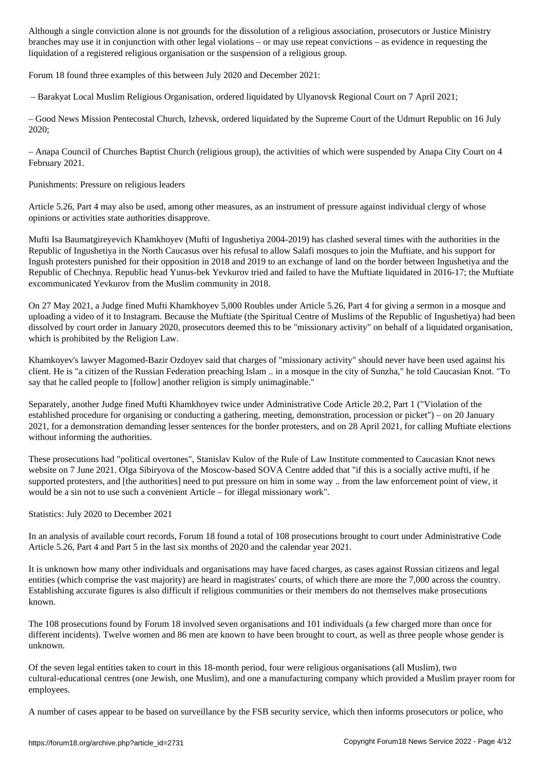Although a single conviction alone is not grounds for the dissolution of a religious association, prosecutors or Justice Ministry branches may use it in conjunction with other legal violations – or may use repeat convictions – as evidence in requesting the liquidation of a registered religious organisation or the suspension of a religious group.

Forum 18 found three examples of this between July 2020 and December 2021:

– Barakyat Local Muslim Religious Organisation, ordered liquidated by Ulyanovsk Regional Court on 7 April 2021;

– Good News Mission Pentecostal Church, Izhevsk, ordered liquidated by the Supreme Court of the Udmurt Republic on 16 July 2020;

– Anapa Council of Churches Baptist Church (religious group), the activities of which were suspended by Anapa City Court on 4 February 2021.

Punishments: Pressure on religious leaders

Article 5.26, Part 4 may also be used, among other measures, as an instrument of pressure against individual clergy of whose opinions or activities state authorities disapprove.

Mufti Isa Baumatgireyevich Khamkhoyev (Mufti of Ingushetiya 2004-2019) has clashed several times with the authorities in the Republic of Ingushetiya in the North Caucasus over his refusal to allow Salafi mosques to join the Muftiate, and his support for Ingush protesters punished for their opposition in 2018 and 2019 to an exchange of land on the border between Ingushetiya and the Republic of Chechnya. Republic head Yunus-bek Yevkurov tried and failed to have the Muftiate liquidated in 2016-17; the Muftiate excommunicated Yevkurov from the Muslim community in 2018.

On 27 May 2021, a Judge fined Mufti Khamkhoyev 5,000 Roubles under Article 5.26, Part 4 for giving a sermon in a mosque and uploading a video of it to Instagram. Because the Muftiate (the Spiritual Centre of Muslims of the Republic of Ingushetiya) had been dissolved by court order in January 2020, prosecutors deemed this to be "missionary activity" on behalf of a liquidated organisation, which is prohibited by the Religion Law.

Khamkoyev's lawyer Magomed-Bazir Ozdoyev said that charges of "missionary activity" should never have been used against his client. He is "a citizen of the Russian Federation preaching Islam .. in a mosque in the city of Sunzha," he told Caucasian Knot. "To say that he called people to [follow] another religion is simply unimaginable."

Separately, another Judge fined Mufti Khamkhoyev twice under Administrative Code Article 20.2, Part 1 ("Violation of the established procedure for organising or conducting a gathering, meeting, demonstration, procession or picket") – on 20 January 2021, for a demonstration demanding lesser sentences for the border protesters, and on 28 April 2021, for calling Muftiate elections without informing the authorities.

These prosecutions had "political overtones", Stanislav Kulov of the Rule of Law Institute commented to Caucasian Knot news website on 7 June 2021. Olga Sibiryova of the Moscow-based SOVA Centre added that "if this is a socially active mufti, if he supported protesters, and [the authorities] need to put pressure on him in some way .. from the law enforcement point of view, it would be a sin not to use such a convenient Article – for illegal missionary work".

Statistics: July 2020 to December 2021

In an analysis of available court records, Forum 18 found a total of 108 prosecutions brought to court under Administrative Code Article 5.26, Part 4 and Part 5 in the last six months of 2020 and the calendar year 2021.

It is unknown how many other individuals and organisations may have faced charges, as cases against Russian citizens and legal entities (which comprise the vast majority) are heard in magistrates' courts, of which there are more the 7,000 across the country. Establishing accurate figures is also difficult if religious communities or their members do not themselves make prosecutions known.

The 108 prosecutions found by Forum 18 involved seven organisations and 101 individuals (a few charged more than once for different incidents). Twelve women and 86 men are known to have been brought to court, as well as three people whose gender is unknown.

Of the seven legal entities taken to court in this 18-month period, four were religious organisations (all Muslim), two cultural-educational centres (one Jewish, one Muslim), and one a manufacturing company which provided a Muslim prayer room for employees.

A number of cases appear to be based on surveillance by the FSB security service, which then informs prosecutors or police, who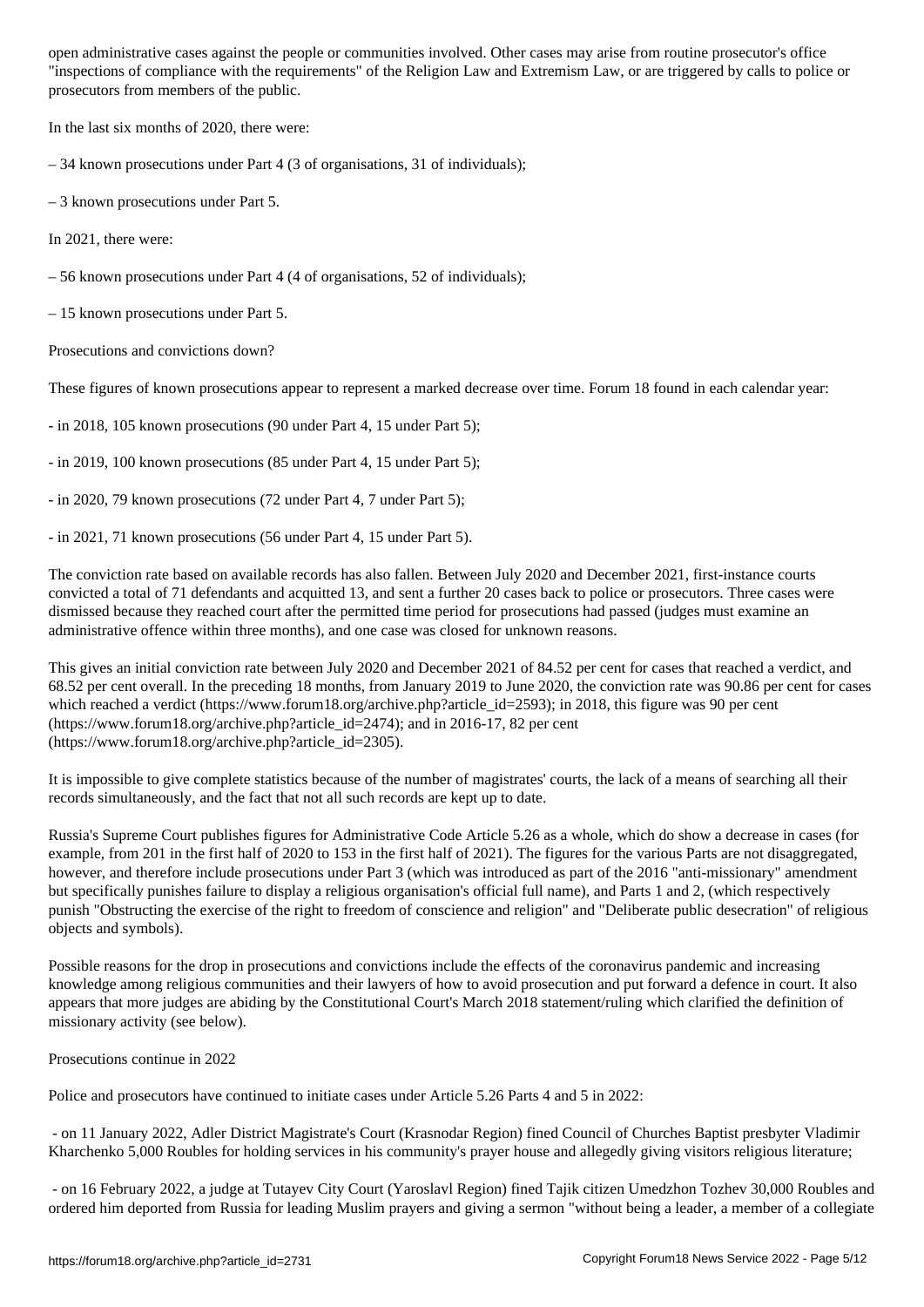open administrative cases against the people or communities involved. Other cases may arise from routine prosecutor's office "inspections of compliance with the requirements" of the Religion Law and Extremism Law, or are triggered by calls to police or prosecutors from members of the public.

In the last six months of 2020, there were:

– 34 known prosecutions under Part 4 (3 of organisations, 31 of individuals);

– 3 known prosecutions under Part 5.

In 2021, there were:

– 56 known prosecutions under Part 4 (4 of organisations, 52 of individuals);

– 15 known prosecutions under Part 5.

## Prosecutions and convictions down?

These figures of known prosecutions appear to represent a marked decrease over time. Forum 18 found in each calendar year:

- in 2018, 105 known prosecutions (90 under Part 4, 15 under Part 5);

- in 2019, 100 known prosecutions (85 under Part 4, 15 under Part 5);

- in 2020, 79 known prosecutions (72 under Part 4, 7 under Part 5);

- in 2021, 71 known prosecutions (56 under Part 4, 15 under Part 5).

The conviction rate based on available records has also fallen. Between July 2020 and December 2021, first-instance courts convicted a total of 71 defendants and acquitted 13, and sent a further 20 cases back to police or prosecutors. Three cases were dismissed because they reached court after the permitted time period for prosecutions had passed (judges must examine an administrative offence within three months), and one case was closed for unknown reasons.

This gives an initial conviction rate between July 2020 and December 2021 of 84.52 per cent for cases that reached a verdict, and 68.52 per cent overall. In the preceding 18 months, from January 2019 to June 2020, the conviction rate was 90.86 per cent for cases which reached a verdict (https://www.forum18.org/archive.php?article_id=2593); in 2018, this figure was 90 per cent (https://www.forum18.org/archive.php?article_id=2474); and in 2016-17, 82 per cent (https://www.forum18.org/archive.php?article_id=2305).

It is impossible to give complete statistics because of the number of magistrates' courts, the lack of a means of searching all their records simultaneously, and the fact that not all such records are kept up to date.

Russia's Supreme Court publishes figures for Administrative Code Article 5.26 as a whole, which do show a decrease in cases (for example, from 201 in the first half of 2020 to 153 in the first half of 2021). The figures for the various Parts are not disaggregated, however, and therefore include prosecutions under Part 3 (which was introduced as part of the 2016 "anti-missionary" amendment but specifically punishes failure to display a religious organisation's official full name), and Parts 1 and 2, (which respectively punish "Obstructing the exercise of the right to freedom of conscience and religion" and "Deliberate public desecration" of religious objects and symbols).

Possible reasons for the drop in prosecutions and convictions include the effects of the coronavirus pandemic and increasing knowledge among religious communities and their lawyers of how to avoid prosecution and put forward a defence in court. It also appears that more judges are abiding by the Constitutional Court's March 2018 statement/ruling which clarified the definition of missionary activity (see below).

## Prosecutions continue in 2022

Police and prosecutors have continued to initiate cases under Article 5.26 Parts 4 and 5 in 2022:

- on 11 January 2022, Adler District Magistrate's Court (Krasnodar Region) fined Council of Churches Baptist presbyter Vladimir Kharchenko 5,000 Roubles for holding services in his community's prayer house and allegedly giving visitors religious literature;

- on 16 February 2022, a judge at Tutayev City Court (Yaroslavl Region) fined Tajik citizen Umedzhon Tozhev 30,000 Roubles and ordered him deported from Russia for leading Muslim prayers and giving a sermon "without being a leader, a member of a collegiate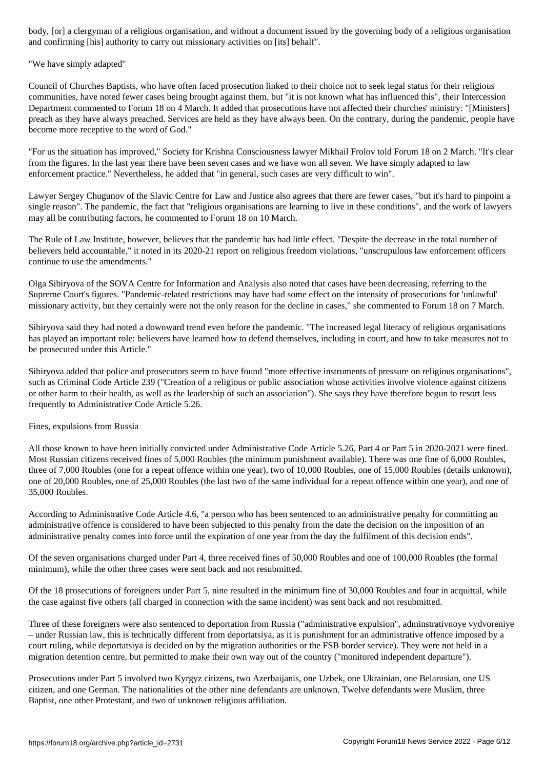body, [or] a clergyman of a religious organisation, and without a document issued by the governing body of a religious organisation and confirming [his] authority to carry out missionary activities on [its] behalf".

## "We have simply adapted"

Council of Churches Baptists, who have often faced prosecution linked to their choice not to seek legal status for their religious communities, have noted fewer cases being brought against them, but "it is not known what has influenced this", their Intercession Department commented to Forum 18 on 4 March. It added that prosecutions have not affected their churches' ministry: "[Ministers] preach as they have always preached. Services are held as they have always been. On the contrary, during the pandemic, people have become more receptive to the word of God."

"For us the situation has improved," Society for Krishna Consciousness lawyer Mikhail Frolov told Forum 18 on 2 March. "It's clear from the figures. In the last year there have been seven cases and we have won all seven. We have simply adapted to law enforcement practice." Nevertheless, he added that "in general, such cases are very difficult to win".

Lawyer Sergey Chugunov of the Slavic Centre for Law and Justice also agrees that there are fewer cases, "but it's hard to pinpoint a single reason". The pandemic, the fact that "religious organisations are learning to live in these conditions", and the work of lawyers may all be contributing factors, he commented to Forum 18 on 10 March.

The Rule of Law Institute, however, believes that the pandemic has had little effect. "Despite the decrease in the total number of believers held accountable," it noted in its 2020-21 report on religious freedom violations, "unscrupulous law enforcement officers continue to use the amendments."

Olga Sibiryova of the SOVA Centre for Information and Analysis also noted that cases have been decreasing, referring to the Supreme Court's figures. "Pandemic-related restrictions may have had some effect on the intensity of prosecutions for 'unlawful' missionary activity, but they certainly were not the only reason for the decline in cases," she commented to Forum 18 on 7 March.

Sibiryova said they had noted a downward trend even before the pandemic. "The increased legal literacy of religious organisations has played an important role: believers have learned how to defend themselves, including in court, and how to take measures not to be prosecuted under this Article."

Sibiryova added that police and prosecutors seem to have found "more effective instruments of pressure on religious organisations", such as Criminal Code Article 239 ("Creation of a religious or public association whose activities involve violence against citizens or other harm to their health, as well as the leadership of such an association"). She says they have therefore begun to resort less frequently to Administrative Code Article 5.26.

## Fines, expulsions from Russia

All those known to have been initially convicted under Administrative Code Article 5.26, Part 4 or Part 5 in 2020-2021 were fined. Most Russian citizens received fines of 5,000 Roubles (the minimum punishment available). There was one fine of 6,000 Roubles, three of 7,000 Roubles (one for a repeat offence within one year), two of 10,000 Roubles, one of 15,000 Roubles (details unknown), one of 20,000 Roubles, one of 25,000 Roubles (the last two of the same individual for a repeat offence within one year), and one of 35,000 Roubles.

According to Administrative Code Article 4.6, "a person who has been sentenced to an administrative penalty for committing an administrative offence is considered to have been subjected to this penalty from the date the decision on the imposition of an administrative penalty comes into force until the expiration of one year from the day the fulfilment of this decision ends".

Of the seven organisations charged under Part 4, three received fines of 50,000 Roubles and one of 100,000 Roubles (the formal minimum), while the other three cases were sent back and not resubmitted.

Of the 18 prosecutions of foreigners under Part 5, nine resulted in the minimum fine of 30,000 Roubles and four in acquittal, while the case against five others (all charged in connection with the same incident) was sent back and not resubmitted.

Three of these foreigners were also sentenced to deportation from Russia ("administrative expulsion", adminstrativnoye vydvoreniye – under Russian law, this is technically different from deportatsiya, as it is punishment for an administrative offence imposed by a court ruling, while deportatsiya is decided on by the migration authorities or the FSB border service). They were not held in a migration detention centre, but permitted to make their own way out of the country ("monitored independent departure").

Prosecutions under Part 5 involved two Kyrgyz citizens, two Azerbaijanis, one Uzbek, one Ukrainian, one Belarusian, one US citizen, and one German. The nationalities of the other nine defendants are unknown. Twelve defendants were Muslim, three Baptist, one other Protestant, and two of unknown religious affiliation.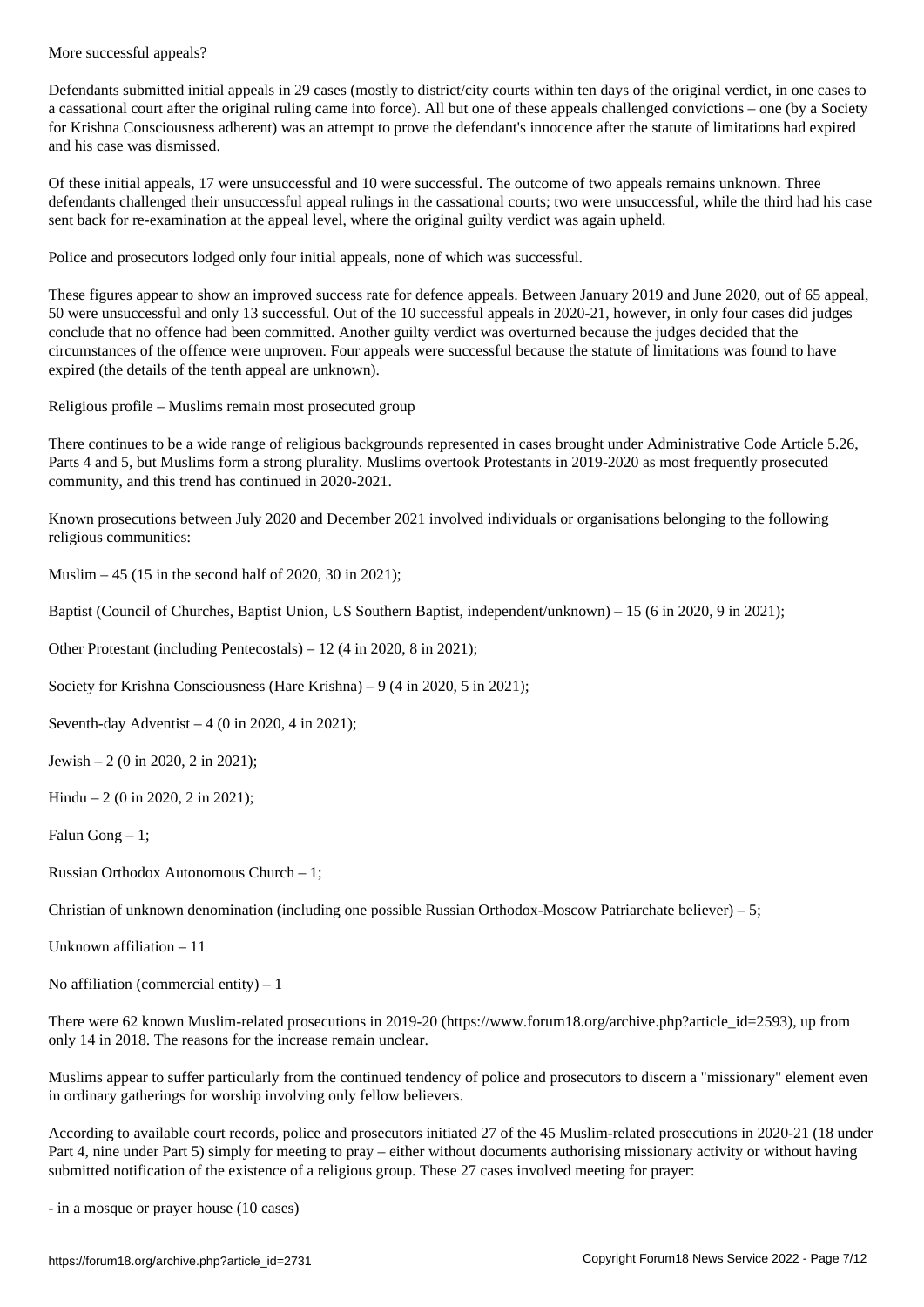## More successful appeals?

Defendants submitted initial appeals in 29 cases (mostly to district/city courts within ten days of the original verdict, in one cases to a cassational court after the original ruling came into force). All but one of these appeals challenged convictions – one (by a Society for Krishna Consciousness adherent) was an attempt to prove the defendant's innocence after the statute of limitations had expired and his case was dismissed.

Of these initial appeals, 17 were unsuccessful and 10 were successful. The outcome of two appeals remains unknown. Three defendants challenged their unsuccessful appeal rulings in the cassational courts; two were unsuccessful, while the third had his case sent back for re-examination at the appeal level, where the original guilty verdict was again upheld.

Police and prosecutors lodged only four initial appeals, none of which was successful.

These figures appear to show an improved success rate for defence appeals. Between January 2019 and June 2020, out of 65 appeal, 50 were unsuccessful and only 13 successful. Out of the 10 successful appeals in 2020-21, however, in only four cases did judges conclude that no offence had been committed. Another guilty verdict was overturned because the judges decided that the circumstances of the offence were unproven. Four appeals were successful because the statute of limitations was found to have expired (the details of the tenth appeal are unknown).

## Religious profile – Muslims remain most prosecuted group

There continues to be a wide range of religious backgrounds represented in cases brought under Administrative Code Article 5.26, Parts 4 and 5, but Muslims form a strong plurality. Muslims overtook Protestants in 2019-2020 as most frequently prosecuted community, and this trend has continued in 2020-2021.

Known prosecutions between July 2020 and December 2021 involved individuals or organisations belonging to the following religious communities:

Muslim – 45 (15 in the second half of 2020, 30 in 2021);

Baptist (Council of Churches, Baptist Union, US Southern Baptist, independent/unknown) – 15 (6 in 2020, 9 in 2021);

Other Protestant (including Pentecostals) – 12 (4 in 2020, 8 in 2021);

Society for Krishna Consciousness (Hare Krishna) – 9 (4 in 2020, 5 in 2021);

Seventh-day Adventist – 4 (0 in 2020, 4 in 2021);

Jewish – 2 (0 in 2020, 2 in 2021);

Hindu – 2 (0 in 2020, 2 in 2021);

Falun Gong – 1;

Russian Orthodox Autonomous Church – 1;

Christian of unknown denomination (including one possible Russian Orthodox-Moscow Patriarchate believer) – 5;

Unknown affiliation – 11

No affiliation (commercial entity) – 1

There were 62 known Muslim-related prosecutions in 2019-20 (https://www.forum18.org/archive.php?article_id=2593), up from only 14 in 2018. The reasons for the increase remain unclear.

Muslims appear to suffer particularly from the continued tendency of police and prosecutors to discern a "missionary" element even in ordinary gatherings for worship involving only fellow believers.

According to available court records, police and prosecutors initiated 27 of the 45 Muslim-related prosecutions in 2020-21 (18 under Part 4, nine under Part 5) simply for meeting to pray – either without documents authorising missionary activity or without having submitted notification of the existence of a religious group. These 27 cases involved meeting for prayer:

- in a mosque or prayer house (10 cases)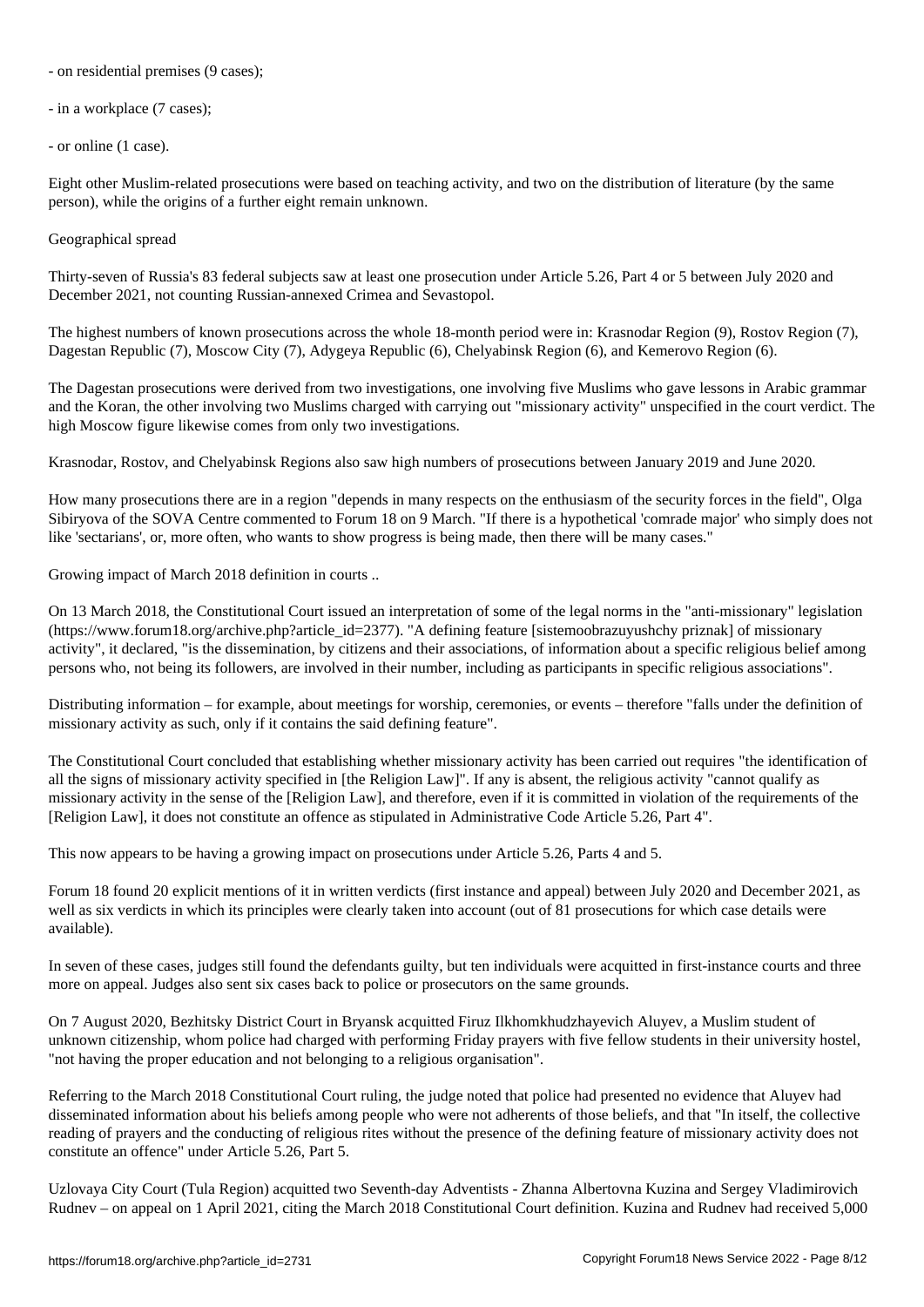- on residential premises (9 cases);

- in a workplace (7 cases);

- or online (1 case).

Eight other Muslim-related prosecutions were based on teaching activity, and two on the distribution of literature (by the same person), while the origins of a further eight remain unknown.

Geographical spread

Thirty-seven of Russia's 83 federal subjects saw at least one prosecution under Article 5.26, Part 4 or 5 between July 2020 and December 2021, not counting Russian-annexed Crimea and Sevastopol.

The highest numbers of known prosecutions across the whole 18-month period were in: Krasnodar Region (9), Rostov Region (7), Dagestan Republic (7), Moscow City (7), Adygeya Republic (6), Chelyabinsk Region (6), and Kemerovo Region (6).

The Dagestan prosecutions were derived from two investigations, one involving five Muslims who gave lessons in Arabic grammar and the Koran, the other involving two Muslims charged with carrying out "missionary activity" unspecified in the court verdict. The high Moscow figure likewise comes from only two investigations.

Krasnodar, Rostov, and Chelyabinsk Regions also saw high numbers of prosecutions between January 2019 and June 2020.

How many prosecutions there are in a region "depends in many respects on the enthusiasm of the security forces in the field", Olga Sibiryova of the SOVA Centre commented to Forum 18 on 9 March. "If there is a hypothetical 'comrade major' who simply does not like 'sectarians', or, more often, who wants to show progress is being made, then there will be many cases."

Growing impact of March 2018 definition in courts ..

On 13 March 2018, the Constitutional Court issued an interpretation of some of the legal norms in the "anti-missionary" legislation (https://www.forum18.org/archive.php?article_id=2377). "A defining feature [sistemoobrazuyushchy priznak] of missionary activity", it declared, "is the dissemination, by citizens and their associations, of information about a specific religious belief among persons who, not being its followers, are involved in their number, including as participants in specific religious associations".

Distributing information – for example, about meetings for worship, ceremonies, or events – therefore "falls under the definition of missionary activity as such, only if it contains the said defining feature".

The Constitutional Court concluded that establishing whether missionary activity has been carried out requires "the identification of all the signs of missionary activity specified in [the Religion Law]". If any is absent, the religious activity "cannot qualify as missionary activity in the sense of the [Religion Law], and therefore, even if it is committed in violation of the requirements of the [Religion Law], it does not constitute an offence as stipulated in Administrative Code Article 5.26, Part 4".

This now appears to be having a growing impact on prosecutions under Article 5.26, Parts 4 and 5.

Forum 18 found 20 explicit mentions of it in written verdicts (first instance and appeal) between July 2020 and December 2021, as well as six verdicts in which its principles were clearly taken into account (out of 81 prosecutions for which case details were available).

In seven of these cases, judges still found the defendants guilty, but ten individuals were acquitted in first-instance courts and three more on appeal. Judges also sent six cases back to police or prosecutors on the same grounds.

On 7 August 2020, Bezhitsky District Court in Bryansk acquitted Firuz Ilkhomkhudzhayevich Aluyev, a Muslim student of unknown citizenship, whom police had charged with performing Friday prayers with five fellow students in their university hostel, "not having the proper education and not belonging to a religious organisation".

Referring to the March 2018 Constitutional Court ruling, the judge noted that police had presented no evidence that Aluyev had disseminated information about his beliefs among people who were not adherents of those beliefs, and that "In itself, the collective reading of prayers and the conducting of religious rites without the presence of the defining feature of missionary activity does not constitute an offence" under Article 5.26, Part 5.

Uzlovaya City Court (Tula Region) acquitted two Seventh-day Adventists - Zhanna Albertovna Kuzina and Sergey Vladimirovich Rudnev – on appeal on 1 April 2021, citing the March 2018 Constitutional Court definition. Kuzina and Rudnev had received 5,000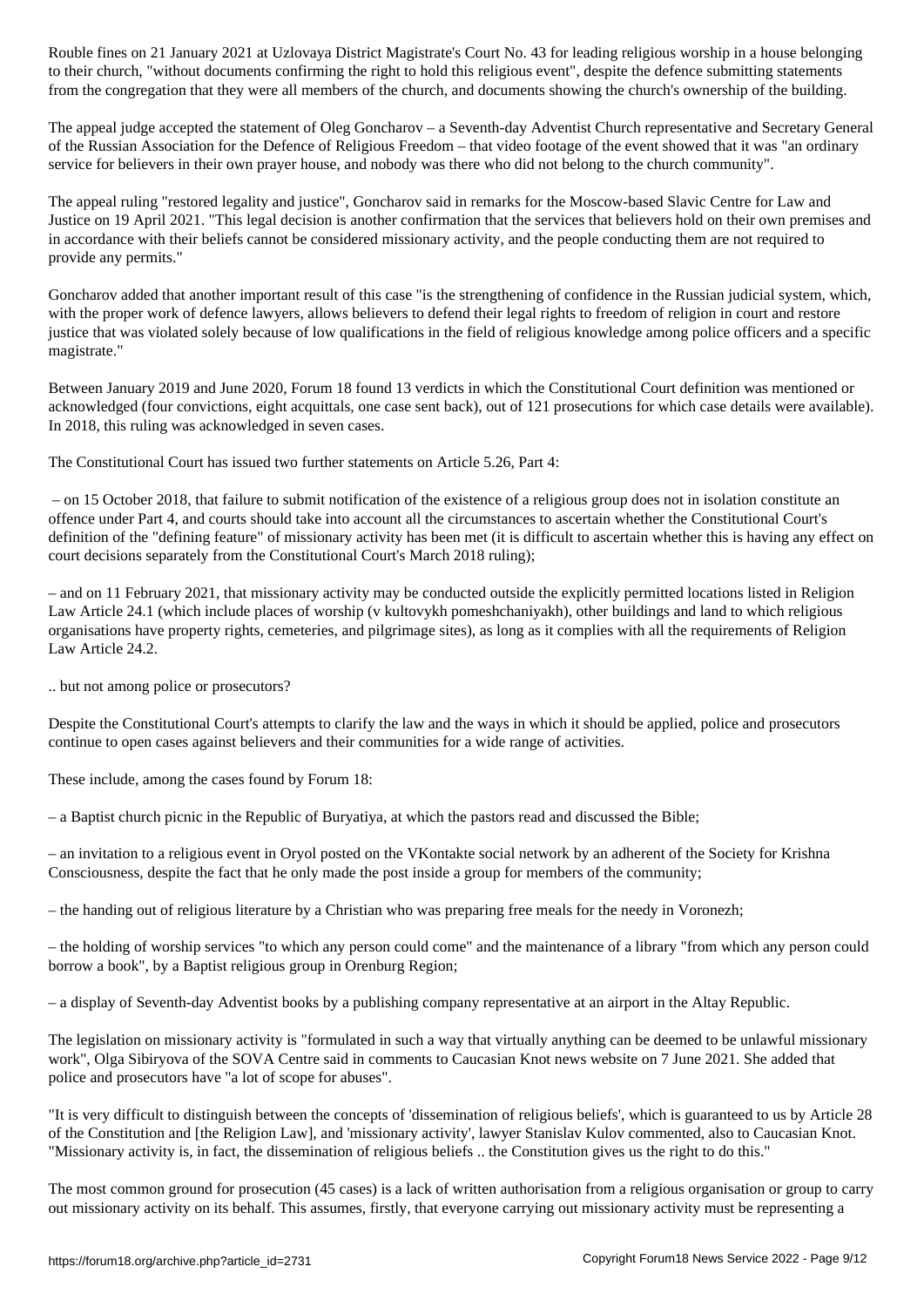Rouble fines on 21 January 2021 at Uzlovaya District Magistrate's Court No. 43 for leading religious worship in a house belonging to their church, "without documents confirming the right to hold this religious event", despite the defence submitting statements from the congregation that they were all members of the church, and documents showing the church's ownership of the building.

The appeal judge accepted the statement of Oleg Goncharov – a Seventh-day Adventist Church representative and Secretary General of the Russian Association for the Defence of Religious Freedom – that video footage of the event showed that it was "an ordinary service for believers in their own prayer house, and nobody was there who did not belong to the church community".

The appeal ruling "restored legality and justice", Goncharov said in remarks for the Moscow-based Slavic Centre for Law and Justice on 19 April 2021. "This legal decision is another confirmation that the services that believers hold on their own premises and in accordance with their beliefs cannot be considered missionary activity, and the people conducting them are not required to provide any permits."

Goncharov added that another important result of this case "is the strengthening of confidence in the Russian judicial system, which, with the proper work of defence lawyers, allows believers to defend their legal rights to freedom of religion in court and restore justice that was violated solely because of low qualifications in the field of religious knowledge among police officers and a specific magistrate."

Between January 2019 and June 2020, Forum 18 found 13 verdicts in which the Constitutional Court definition was mentioned or acknowledged (four convictions, eight acquittals, one case sent back), out of 121 prosecutions for which case details were available). In 2018, this ruling was acknowledged in seven cases.

The Constitutional Court has issued two further statements on Article 5.26, Part 4:

– on 15 October 2018, that failure to submit notification of the existence of a religious group does not in isolation constitute an offence under Part 4, and courts should take into account all the circumstances to ascertain whether the Constitutional Court's definition of the "defining feature" of missionary activity has been met (it is difficult to ascertain whether this is having any effect on court decisions separately from the Constitutional Court's March 2018 ruling);

– and on 11 February 2021, that missionary activity may be conducted outside the explicitly permitted locations listed in Religion Law Article 24.1 (which include places of worship (v kultovykh pomeshchaniyakh), other buildings and land to which religious organisations have property rights, cemeteries, and pilgrimage sites), as long as it complies with all the requirements of Religion Law Article 24.2.

.. but not among police or prosecutors?

Despite the Constitutional Court's attempts to clarify the law and the ways in which it should be applied, police and prosecutors continue to open cases against believers and their communities for a wide range of activities.

These include, among the cases found by Forum 18:

– a Baptist church picnic in the Republic of Buryatiya, at which the pastors read and discussed the Bible;

– an invitation to a religious event in Oryol posted on the VKontakte social network by an adherent of the Society for Krishna Consciousness, despite the fact that he only made the post inside a group for members of the community;

– the handing out of religious literature by a Christian who was preparing free meals for the needy in Voronezh;

– the holding of worship services "to which any person could come" and the maintenance of a library "from which any person could borrow a book", by a Baptist religious group in Orenburg Region;

– a display of Seventh-day Adventist books by a publishing company representative at an airport in the Altay Republic.

The legislation on missionary activity is "formulated in such a way that virtually anything can be deemed to be unlawful missionary work", Olga Sibiryova of the SOVA Centre said in comments to Caucasian Knot news website on 7 June 2021. She added that police and prosecutors have "a lot of scope for abuses".

"It is very difficult to distinguish between the concepts of 'dissemination of religious beliefs', which is guaranteed to us by Article 28 of the Constitution and [the Religion Law], and 'missionary activity', lawyer Stanislav Kulov commented, also to Caucasian Knot. "Missionary activity is, in fact, the dissemination of religious beliefs .. the Constitution gives us the right to do this."

The most common ground for prosecution (45 cases) is a lack of written authorisation from a religious organisation or group to carry out missionary activity on its behalf. This assumes, firstly, that everyone carrying out missionary activity must be representing a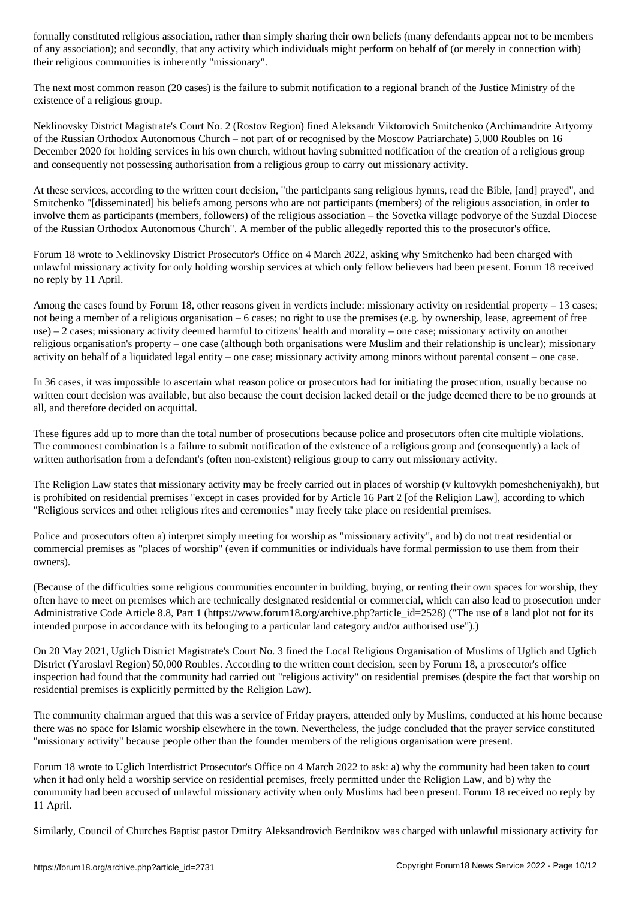formally constituted religious association, rather than simply sharing their own beliefs (many defendants appear not to be members of any association); and secondly, that any activity which individuals might perform on behalf of (or merely in connection with) their religious communities is inherently "missionary".

The next most common reason (20 cases) is the failure to submit notification to a regional branch of the Justice Ministry of the existence of a religious group.

Neklinovsky District Magistrate's Court No. 2 (Rostov Region) fined Aleksandr Viktorovich Smitchenko (Archimandrite Artyomy of the Russian Orthodox Autonomous Church – not part of or recognised by the Moscow Patriarchate) 5,000 Roubles on 16 December 2020 for holding services in his own church, without having submitted notification of the creation of a religious group and consequently not possessing authorisation from a religious group to carry out missionary activity.

At these services, according to the written court decision, "the participants sang religious hymns, read the Bible, [and] prayed", and Smitchenko "[disseminated] his beliefs among persons who are not participants (members) of the religious association, in order to involve them as participants (members, followers) of the religious association – the Sovetka village podvorye of the Suzdal Diocese of the Russian Orthodox Autonomous Church". A member of the public allegedly reported this to the prosecutor's office.

Forum 18 wrote to Neklinovsky District Prosecutor's Office on 4 March 2022, asking why Smitchenko had been charged with unlawful missionary activity for only holding worship services at which only fellow believers had been present. Forum 18 received no reply by 11 April.

Among the cases found by Forum 18, other reasons given in verdicts include: missionary activity on residential property – 13 cases; not being a member of a religious organisation – 6 cases; no right to use the premises (e.g. by ownership, lease, agreement of free use) – 2 cases; missionary activity deemed harmful to citizens' health and morality – one case; missionary activity on another religious organisation's property – one case (although both organisations were Muslim and their relationship is unclear); missionary activity on behalf of a liquidated legal entity – one case; missionary activity among minors without parental consent – one case.

In 36 cases, it was impossible to ascertain what reason police or prosecutors had for initiating the prosecution, usually because no written court decision was available, but also because the court decision lacked detail or the judge deemed there to be no grounds at all, and therefore decided on acquittal.

These figures add up to more than the total number of prosecutions because police and prosecutors often cite multiple violations. The commonest combination is a failure to submit notification of the existence of a religious group and (consequently) a lack of written authorisation from a defendant's (often non-existent) religious group to carry out missionary activity.

The Religion Law states that missionary activity may be freely carried out in places of worship (v kultovykh pomeshcheniyakh), but is prohibited on residential premises "except in cases provided for by Article 16 Part 2 [of the Religion Law], according to which "Religious services and other religious rites and ceremonies" may freely take place on residential premises.

Police and prosecutors often a) interpret simply meeting for worship as "missionary activity", and b) do not treat residential or commercial premises as "places of worship" (even if communities or individuals have formal permission to use them from their owners).

(Because of the difficulties some religious communities encounter in building, buying, or renting their own spaces for worship, they often have to meet on premises which are technically designated residential or commercial, which can also lead to prosecution under Administrative Code Article 8.8, Part 1 (https://www.forum18.org/archive.php?article_id=2528) ("The use of a land plot not for its intended purpose in accordance with its belonging to a particular land category and/or authorised use").)

On 20 May 2021, Uglich District Magistrate's Court No. 3 fined the Local Religious Organisation of Muslims of Uglich and Uglich District (Yaroslavl Region) 50,000 Roubles. According to the written court decision, seen by Forum 18, a prosecutor's office inspection had found that the community had carried out "religious activity" on residential premises (despite the fact that worship on residential premises is explicitly permitted by the Religion Law).

The community chairman argued that this was a service of Friday prayers, attended only by Muslims, conducted at his home because there was no space for Islamic worship elsewhere in the town. Nevertheless, the judge concluded that the prayer service constituted "missionary activity" because people other than the founder members of the religious organisation were present.

Forum 18 wrote to Uglich Interdistrict Prosecutor's Office on 4 March 2022 to ask: a) why the community had been taken to court when it had only held a worship service on residential premises, freely permitted under the Religion Law, and b) why the community had been accused of unlawful missionary activity when only Muslims had been present. Forum 18 received no reply by 11 April.

Similarly, Council of Churches Baptist pastor Dmitry Aleksandrovich Berdnikov was charged with unlawful missionary activity for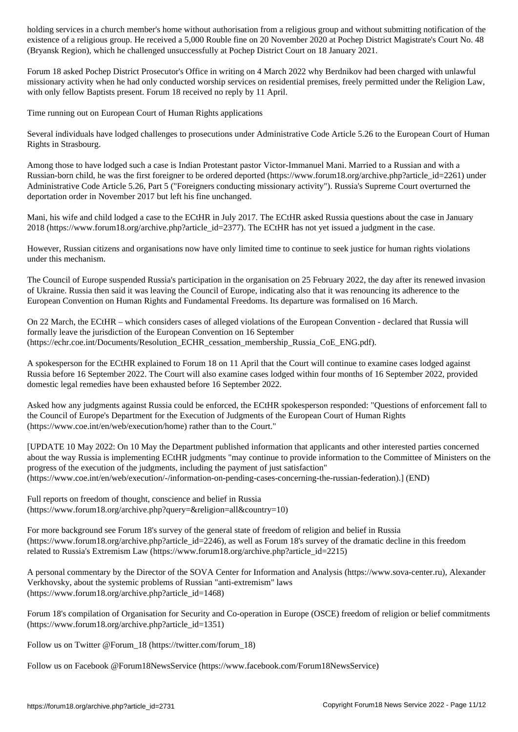holding services in a church member's home without authorisation from a religious group and without submitting notification of the existence of a religious group. He received a 5,000 Rouble fine on 20 November 2020 at Pochep District Magistrate's Court No. 48 (Bryansk Region), which he challenged unsuccessfully at Pochep District Court on 18 January 2021.

Forum 18 asked Pochep District Prosecutor's Office in writing on 4 March 2022 why Berdnikov had been charged with unlawful missionary activity when he had only conducted worship services on residential premises, freely permitted under the Religion Law, with only fellow Baptists present. Forum 18 received no reply by 11 April.

Time running out on European Court of Human Rights applications

Several individuals have lodged challenges to prosecutions under Administrative Code Article 5.26 to the European Court of Human Rights in Strasbourg.

Among those to have lodged such a case is Indian Protestant pastor Victor-Immanuel Mani. Married to a Russian and with a Russian-born child, he was the first foreigner to be ordered deported (https://www.forum18.org/archive.php?article_id=2261) under Administrative Code Article 5.26, Part 5 ("Foreigners conducting missionary activity"). Russia's Supreme Court overturned the deportation order in November 2017 but left his fine unchanged.

Mani, his wife and child lodged a case to the ECtHR in July 2017. The ECtHR asked Russia questions about the case in January 2018 (https://www.forum18.org/archive.php?article_id=2377). The ECtHR has not yet issued a judgment in the case.

However, Russian citizens and organisations now have only limited time to continue to seek justice for human rights violations under this mechanism.

The Council of Europe suspended Russia's participation in the organisation on 25 February 2022, the day after its renewed invasion of Ukraine. Russia then said it was leaving the Council of Europe, indicating also that it was renouncing its adherence to the European Convention on Human Rights and Fundamental Freedoms. Its departure was formalised on 16 March.

On 22 March, the ECtHR – which considers cases of alleged violations of the European Convention - declared that Russia will formally leave the jurisdiction of the European Convention on 16 September (https://echr.coe.int/Documents/Resolution_ECHR_cessation_membership_Russia_CoE_ENG.pdf).

A spokesperson for the ECtHR explained to Forum 18 on 11 April that the Court will continue to examine cases lodged against Russia before 16 September 2022. The Court will also examine cases lodged within four months of 16 September 2022, provided domestic legal remedies have been exhausted before 16 September 2022.

Asked how any judgments against Russia could be enforced, the ECtHR spokesperson responded: "Questions of enforcement fall to the Council of Europe's Department for the Execution of Judgments of the European Court of Human Rights (https://www.coe.int/en/web/execution/home) rather than to the Court."

[UPDATE 10 May 2022: On 10 May the Department published information that applicants and other interested parties concerned about the way Russia is implementing ECtHR judgments "may continue to provide information to the Committee of Ministers on the progress of the execution of the judgments, including the payment of just satisfaction" (https://www.coe.int/en/web/execution/-/information-on-pending-cases-concerning-the-russian-federation).] (END)

Full reports on freedom of thought, conscience and belief in Russia (https://www.forum18.org/archive.php?query=&religion=all&country=10)

For more background see Forum 18's survey of the general state of freedom of religion and belief in Russia (https://www.forum18.org/archive.php?article_id=2246), as well as Forum 18's survey of the dramatic decline in this freedom related to Russia's Extremism Law (https://www.forum18.org/archive.php?article_id=2215)

A personal commentary by the Director of the SOVA Center for Information and Analysis (https://www.sova-center.ru), Alexander Verkhovsky, about the systemic problems of Russian "anti-extremism" laws (https://www.forum18.org/archive.php?article_id=1468)

Forum 18's compilation of Organisation for Security and Co-operation in Europe (OSCE) freedom of religion or belief commitments (https://www.forum18.org/archive.php?article_id=1351)

Follow us on Twitter @Forum_18 (https://twitter.com/forum_18)

Follow us on Facebook @Forum18NewsService (https://www.facebook.com/Forum18NewsService)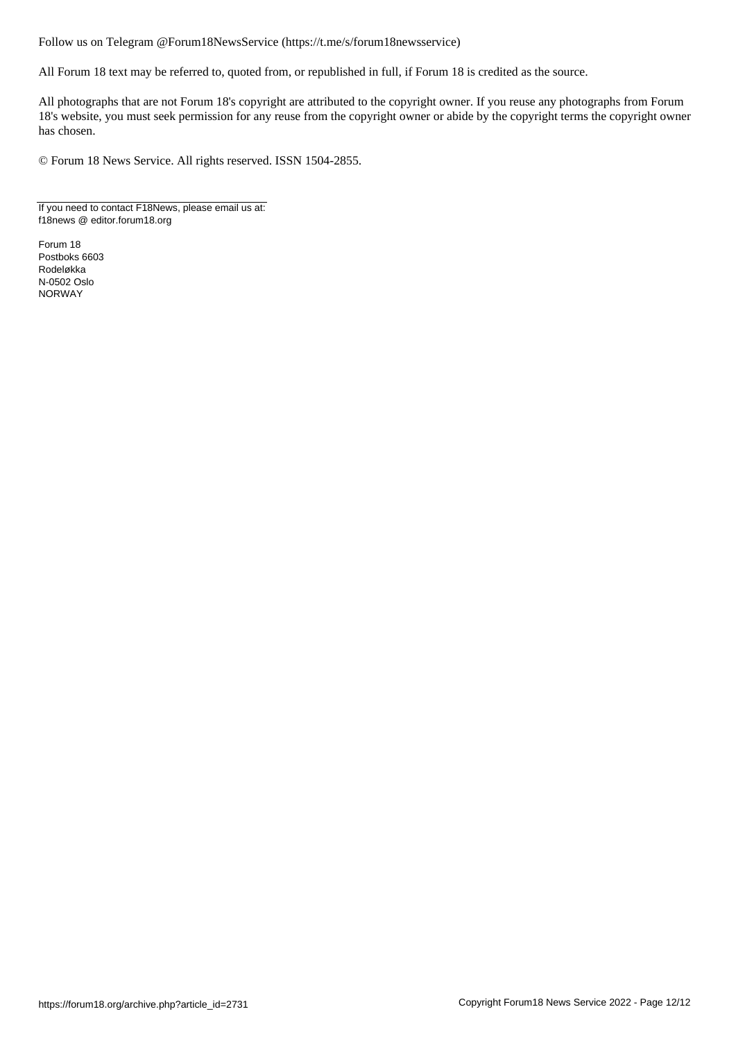Follow us on Telegram @Forum18NewsService (https://t.me/s/forum18newsservice)

All Forum 18 text may be referred to, quoted from, or republished in full, if Forum 18 is credited as the source.

All photographs that are not Forum 18's copyright are attributed to the copyright owner. If you reuse any photographs from Forum 18's website, you must seek permission for any reuse from the copyright owner or abide by the copyright terms the copyright owner has chosen.

© Forum 18 News Service. All rights reserved. ISSN 1504-2855.

---

If you need to contact F18News, please email us at:
f18news @ editor.forum18.org

Forum 18
Postboks 6603
Rodeløkka
N-0502 Oslo
NORWAY